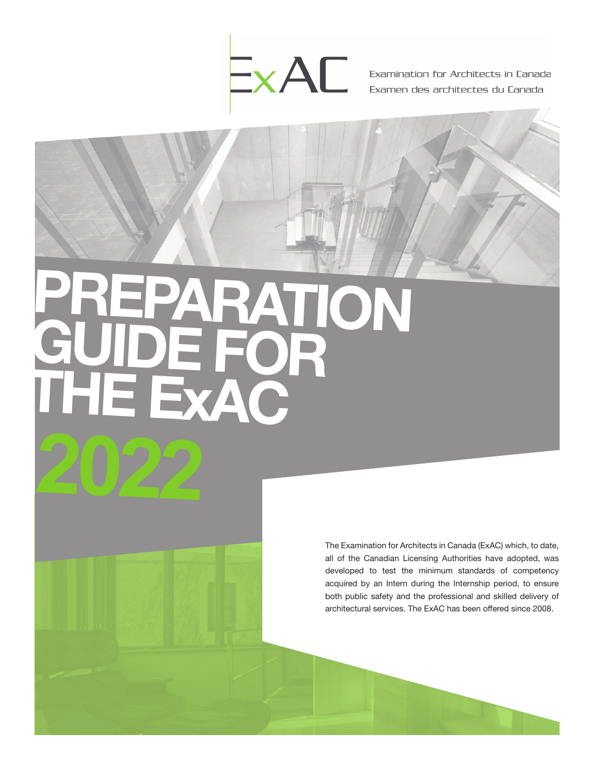ExAC

Examination for Architects in Canada
Examen des architectes du Canada

# PREPARATION GUIDE FOR THE ExAC 2022

The Examination for Architects in Canada (ExAC) which, to date, all of the Canadian Licensing Authorities have adopted, was developed to test the minimum standards of competency acquired by an Intern during the Internship period, to ensure both public safety and the professional and skilled delivery of architectural services. The ExAC has been offered since 2008.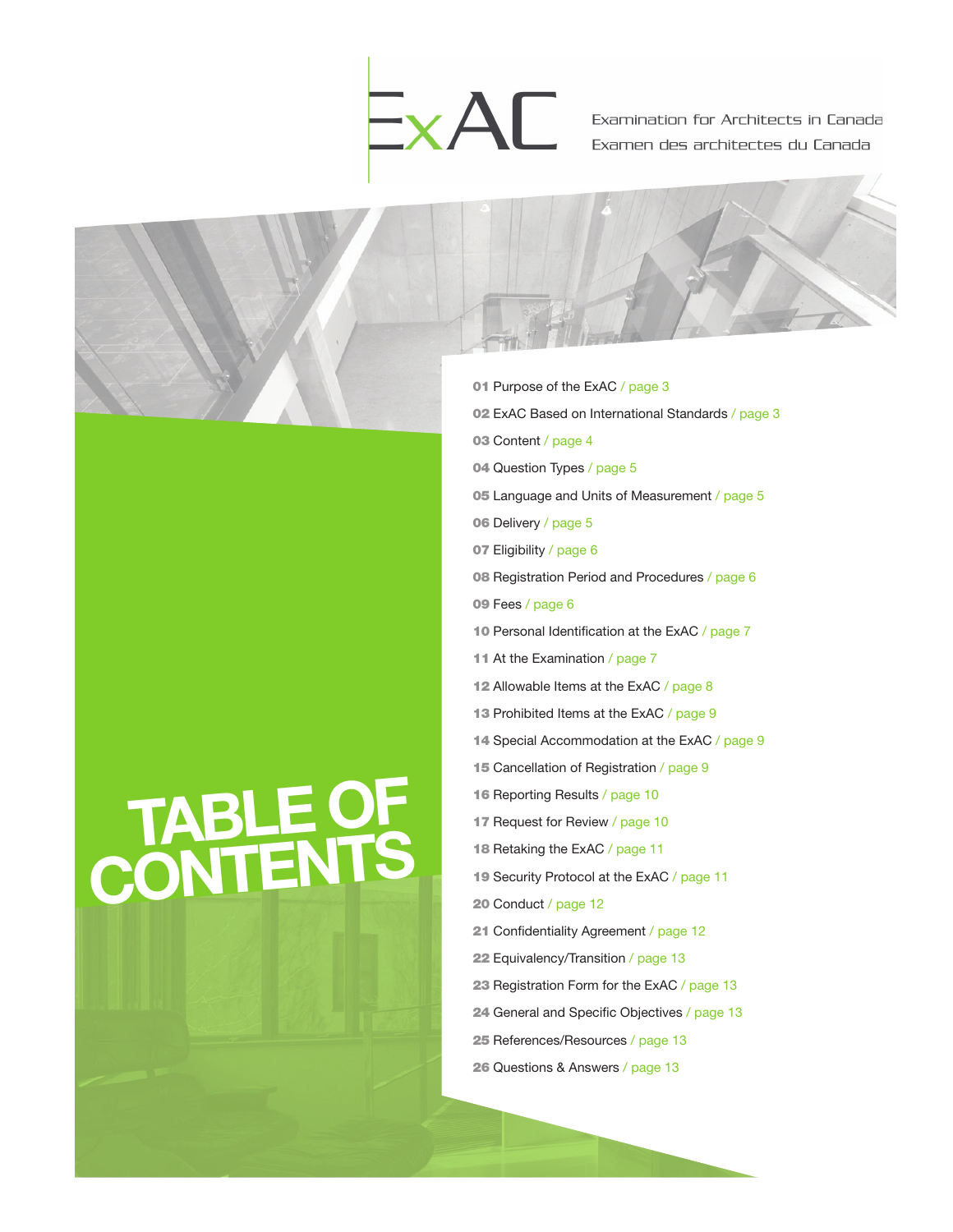ExAC

Examination for Architects in Canada
Examen des architectes du Canada

# TABLE OF CONTENTS

**01** Purpose of the ExAC / page 3

**02** ExAC Based on International Standards / page 3

**03** Content / page 4

**04** Question Types / page 5

**05** Language and Units of Measurement / page 5

**06** Delivery / page 5

**07** Eligibility / page 6

**08** Registration Period and Procedures / page 6

**09** Fees / page 6

**10** Personal Identification at the ExAC / page 7

**11** At the Examination / page 7

**12** Allowable Items at the ExAC / page 8

**13** Prohibited Items at the ExAC / page 9

**14** Special Accommodation at the ExAC / page 9

**15** Cancellation of Registration / page 9

**16** Reporting Results / page 10

**17** Request for Review / page 10

**18** Retaking the ExAC / page 11

**19** Security Protocol at the ExAC / page 11

**20** Conduct / page 12

**21** Confidentiality Agreement / page 12

**22** Equivalency/Transition / page 13

**23** Registration Form for the ExAC / page 13

**24** General and Specific Objectives / page 13

**25** References/Resources / page 13

**26** Questions & Answers / page 13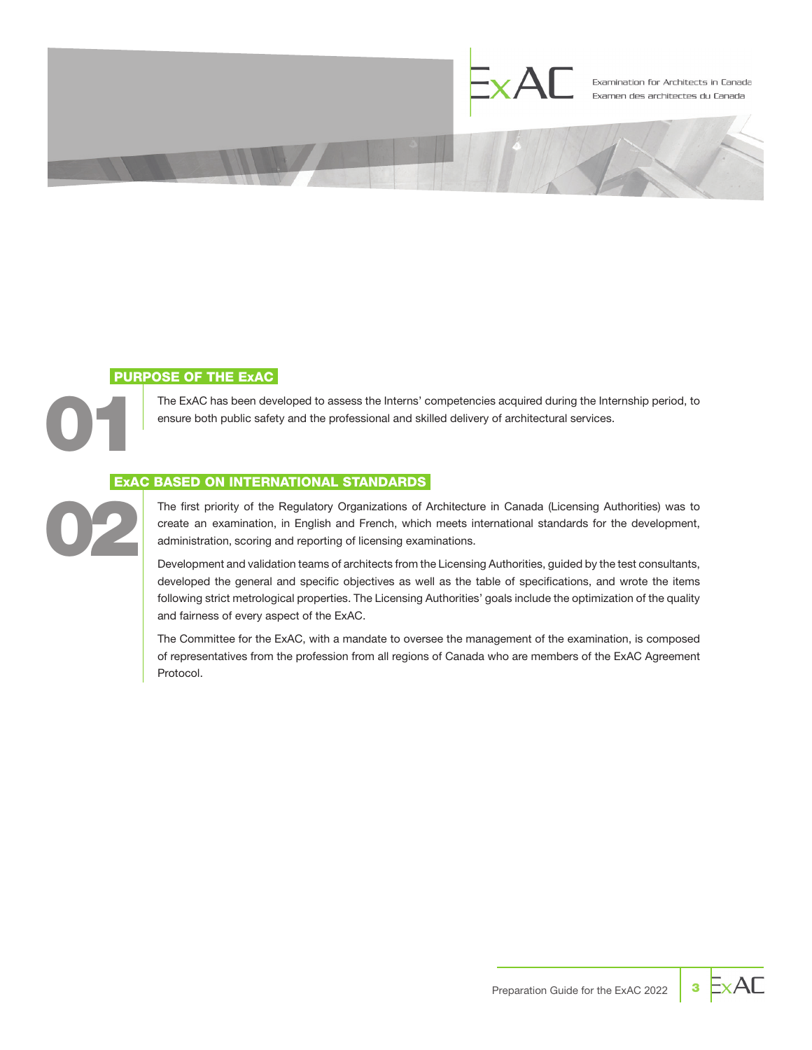## 01 PURPOSE OF THE ExAC

The ExAC has been developed to assess the Interns' competencies acquired during the Internship period, to ensure both public safety and the professional and skilled delivery of architectural services.

## 02 ExAC BASED ON INTERNATIONAL STANDARDS

The first priority of the Regulatory Organizations of Architecture in Canada (Licensing Authorities) was to create an examination, in English and French, which meets international standards for the development, administration, scoring and reporting of licensing examinations.

Development and validation teams of architects from the Licensing Authorities, guided by the test consultants, developed the general and specific objectives as well as the table of specifications, and wrote the items following strict metrological properties. The Licensing Authorities' goals include the optimization of the quality and fairness of every aspect of the ExAC.

The Committee for the ExAC, with a mandate to oversee the management of the examination, is composed of representatives from the profession from all regions of Canada who are members of the ExAC Agreement Protocol.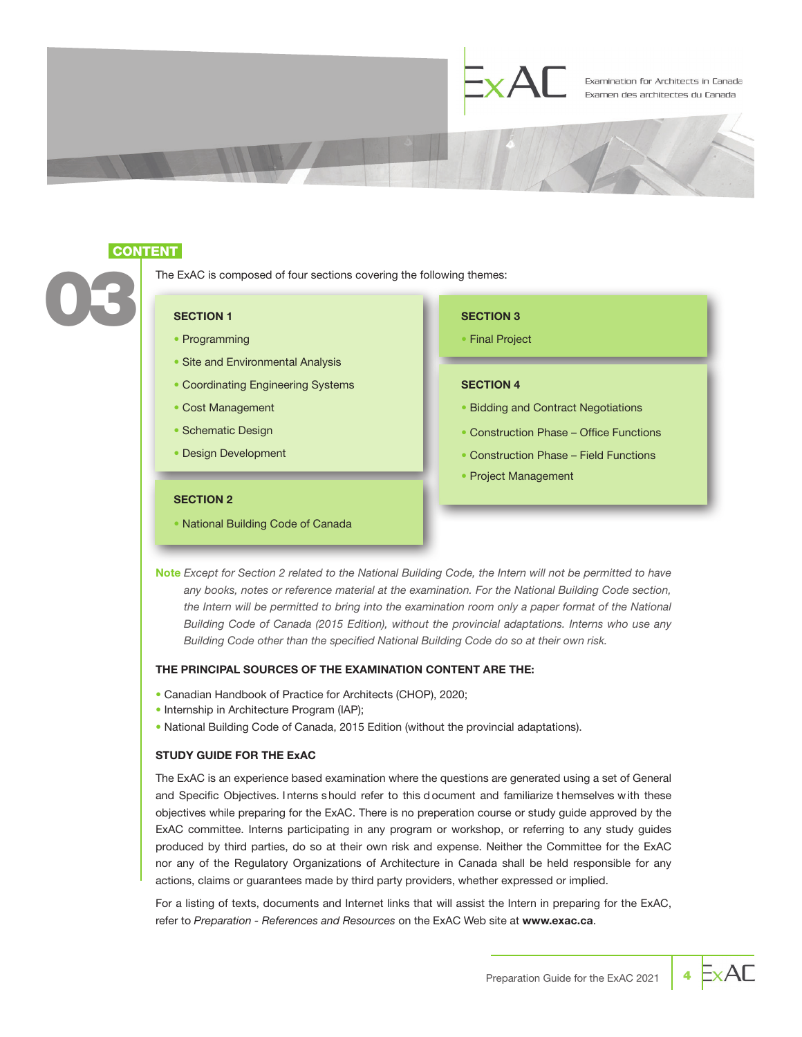## 03 CONTENT

The ExAC is composed of four sections covering the following themes:

**SECTION 1**

- Programming
- Site and Environmental Analysis
- Coordinating Engineering Systems
- Cost Management
- Schematic Design
- Design Development

**SECTION 2**

- National Building Code of Canada

**SECTION 3**

- Final Project

**SECTION 4**

- Bidding and Contract Negotiations
- Construction Phase – Office Functions
- Construction Phase – Field Functions
- Project Management

**Note** *Except for Section 2 related to the National Building Code, the Intern will not be permitted to have any books, notes or reference material at the examination. For the National Building Code section, the Intern will be permitted to bring into the examination room only a paper format of the National Building Code of Canada (2015 Edition), without the provincial adaptations. Interns who use any Building Code other than the specified National Building Code do so at their own risk.*

### THE PRINCIPAL SOURCES OF THE EXAMINATION CONTENT ARE THE:

- Canadian Handbook of Practice for Architects (CHOP), 2020;
- Internship in Architecture Program (IAP);
- National Building Code of Canada, 2015 Edition (without the provincial adaptations).

### STUDY GUIDE FOR THE ExAC

The ExAC is an experience based examination where the questions are generated using a set of General and Specific Objectives. Interns should refer to this document and familiarize themselves with these objectives while preparing for the ExAC. There is no preperation course or study guide approved by the ExAC committee. Interns participating in any program or workshop, or referring to any study guides produced by third parties, do so at their own risk and expense. Neither the Committee for the ExAC nor any of the Regulatory Organizations of Architecture in Canada shall be held responsible for any actions, claims or guarantees made by third party providers, whether expressed or implied.

For a listing of texts, documents and Internet links that will assist the Intern in preparing for the ExAC, refer to *Preparation - References and Resources* on the ExAC Web site at **www.exac.ca**.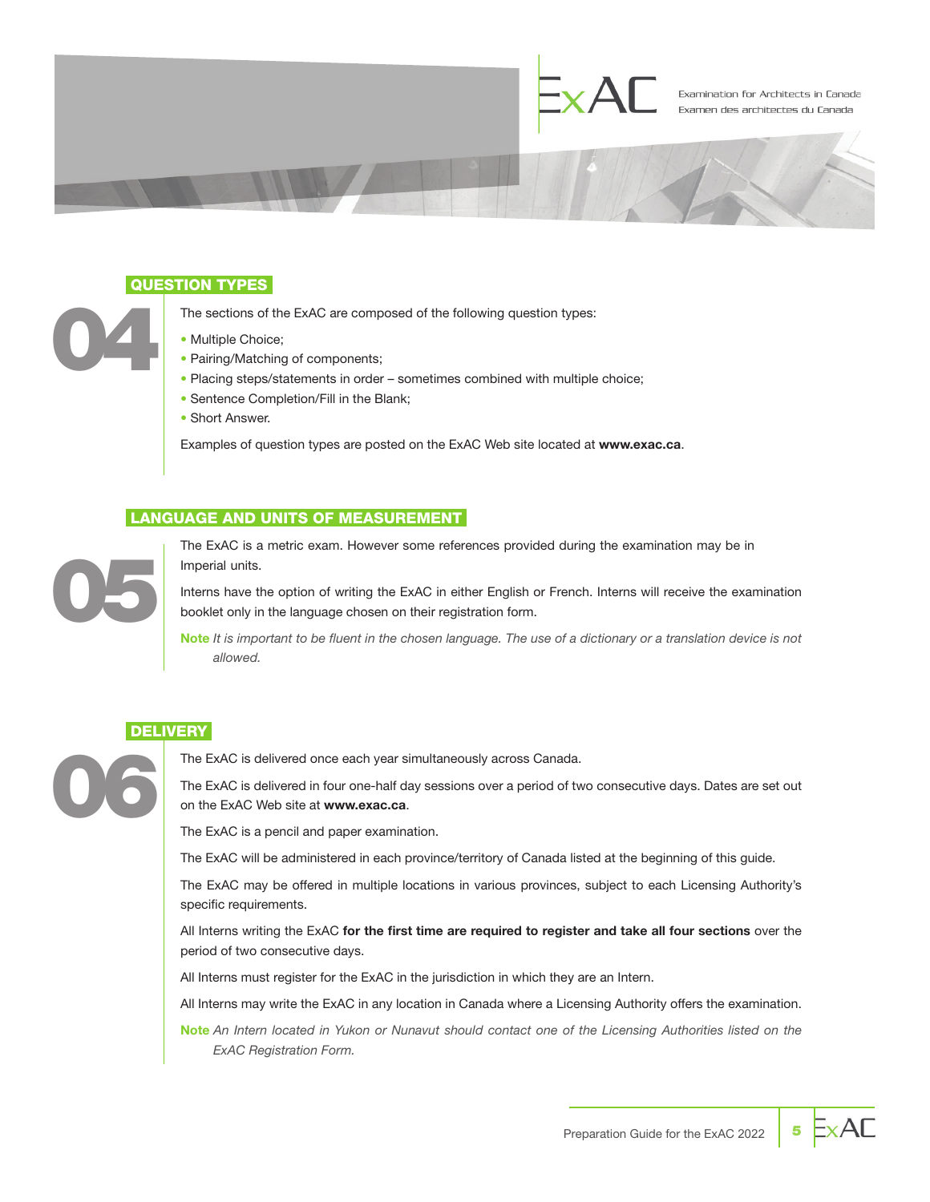## 04 QUESTION TYPES

The sections of the ExAC are composed of the following question types:

- Multiple Choice;
- Pairing/Matching of components;
- Placing steps/statements in order – sometimes combined with multiple choice;
- Sentence Completion/Fill in the Blank;
- Short Answer.

Examples of question types are posted on the ExAC Web site located at **www.exac.ca**.

## 05 LANGUAGE AND UNITS OF MEASUREMENT

The ExAC is a metric exam. However some references provided during the examination may be in Imperial units.

Interns have the option of writing the ExAC in either English or French. Interns will receive the examination booklet only in the language chosen on their registration form.

**Note** *It is important to be fluent in the chosen language. The use of a dictionary or a translation device is not allowed.*

## 06 DELIVERY

The ExAC is delivered once each year simultaneously across Canada.

The ExAC is delivered in four one-half day sessions over a period of two consecutive days. Dates are set out on the ExAC Web site at **www.exac.ca**.

The ExAC is a pencil and paper examination.

The ExAC will be administered in each province/territory of Canada listed at the beginning of this guide.

The ExAC may be offered in multiple locations in various provinces, subject to each Licensing Authority's specific requirements.

All Interns writing the ExAC **for the first time are required to register and take all four sections** over the period of two consecutive days.

All Interns must register for the ExAC in the jurisdiction in which they are an Intern.

All Interns may write the ExAC in any location in Canada where a Licensing Authority offers the examination.

**Note** *An Intern located in Yukon or Nunavut should contact one of the Licensing Authorities listed on the ExAC Registration Form.*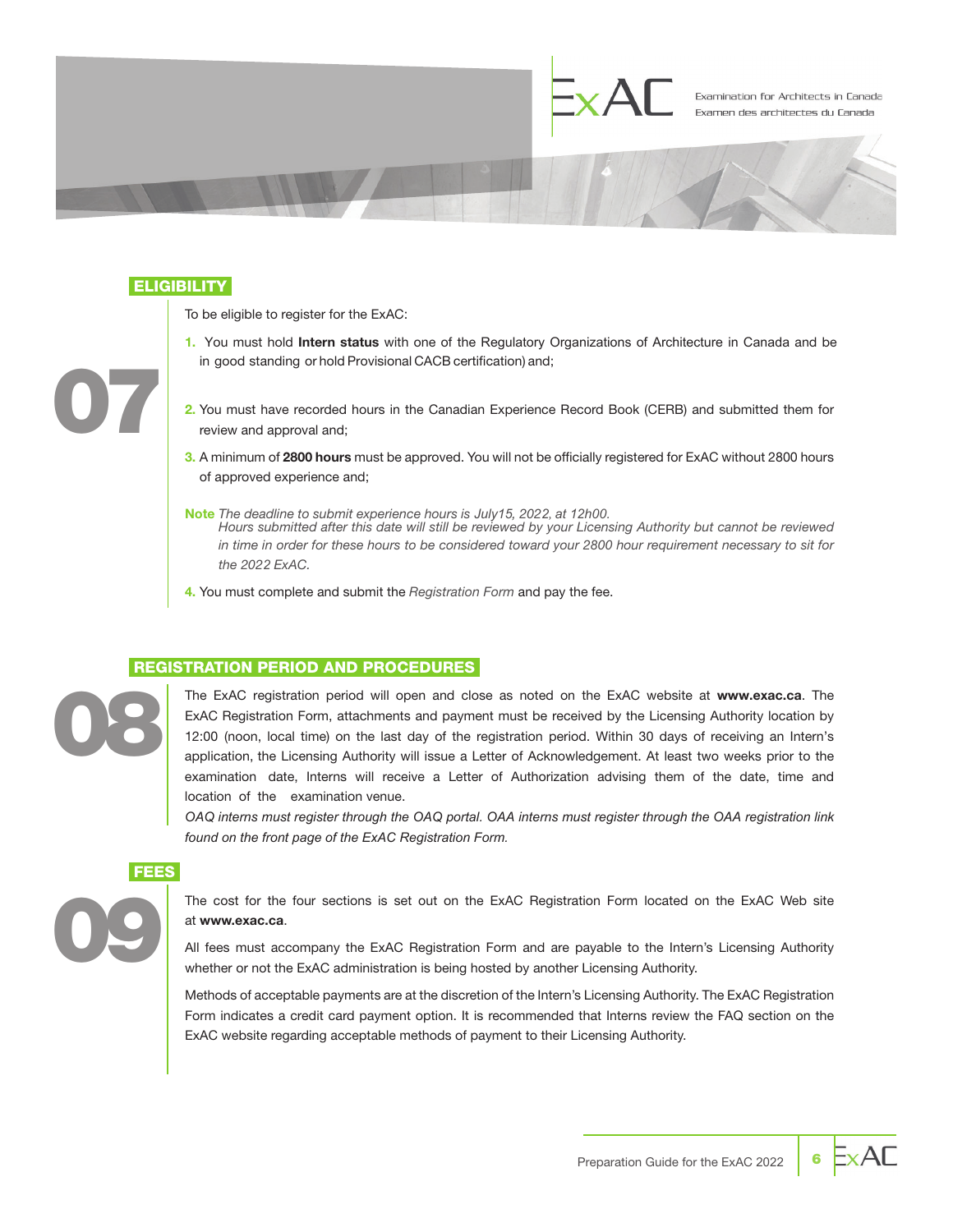## 07 ELIGIBILITY

To be eligible to register for the ExAC:

1. You must hold **Intern status** with one of the Regulatory Organizations of Architecture in Canada and be in good standing or hold Provisional CACB certification) and;
2. You must have recorded hours in the Canadian Experience Record Book (CERB) and submitted them for review and approval and;
3. A minimum of **2800 hours** must be approved. You will not be officially registered for ExAC without 2800 hours of approved experience and;

**Note** *The deadline to submit experience hours is July15, 2022, at 12h00. Hours submitted after this date will still be reviewed by your Licensing Authority but cannot be reviewed in time in order for these hours to be considered toward your 2800 hour requirement necessary to sit for the 2022 ExAC.*

4. You must complete and submit the *Registration Form* and pay the fee.

## 08 REGISTRATION PERIOD AND PROCEDURES

The ExAC registration period will open and close as noted on the ExAC website at **www.exac.ca**. The ExAC Registration Form, attachments and payment must be received by the Licensing Authority location by 12:00 (noon, local time) on the last day of the registration period. Within 30 days of receiving an Intern's application, the Licensing Authority will issue a Letter of Acknowledgement. At least two weeks prior to the examination date, Interns will receive a Letter of Authorization advising them of the date, time and location of the examination venue.

*OAQ interns must register through the OAQ portal. OAA interns must register through the OAA registration link found on the front page of the ExAC Registration Form.*

## 09 FEES

The cost for the four sections is set out on the ExAC Registration Form located on the ExAC Web site at **www.exac.ca**.

All fees must accompany the ExAC Registration Form and are payable to the Intern's Licensing Authority whether or not the ExAC administration is being hosted by another Licensing Authority.

Methods of acceptable payments are at the discretion of the Intern's Licensing Authority. The ExAC Registration Form indicates a credit card payment option. It is recommended that Interns review the FAQ section on the ExAC website regarding acceptable methods of payment to their Licensing Authority.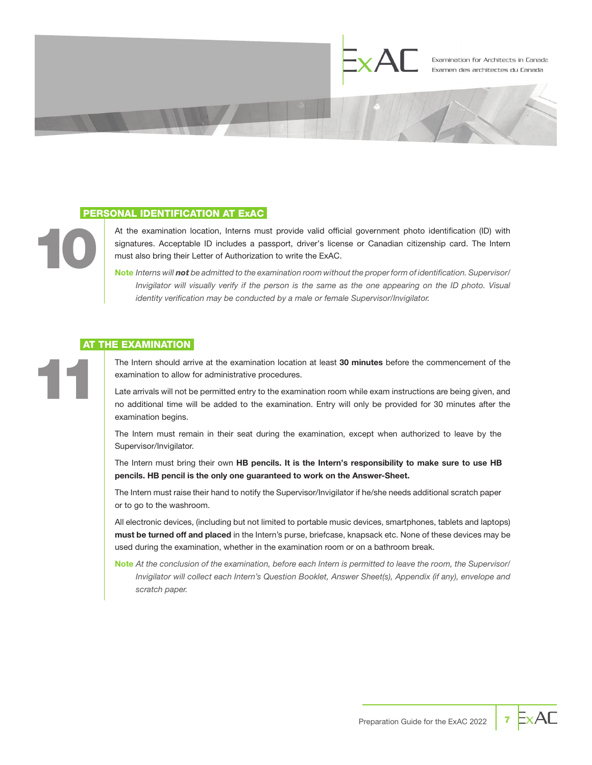## 10 PERSONAL IDENTIFICATION AT ExAC

At the examination location, Interns must provide valid official government photo identification (ID) with signatures. Acceptable ID includes a passport, driver's license or Canadian citizenship card. The Intern must also bring their Letter of Authorization to write the ExAC.

**Note** *Interns will **not** be admitted to the examination room without the proper form of identification. Supervisor/Invigilator will visually verify if the person is the same as the one appearing on the ID photo. Visual identity verification may be conducted by a male or female Supervisor/Invigilator.*

## 11 AT THE EXAMINATION

The Intern should arrive at the examination location at least **30 minutes** before the commencement of the examination to allow for administrative procedures.

Late arrivals will not be permitted entry to the examination room while exam instructions are being given, and no additional time will be added to the examination. Entry will only be provided for 30 minutes after the examination begins.

The Intern must remain in their seat during the examination, except when authorized to leave by the Supervisor/Invigilator.

The Intern must bring their own **HB pencils. It is the Intern's responsibility to make sure to use HB pencils. HB pencil is the only one guaranteed to work on the Answer-Sheet.**

The Intern must raise their hand to notify the Supervisor/Invigilator if he/she needs additional scratch paper or to go to the washroom.

All electronic devices, (including but not limited to portable music devices, smartphones, tablets and laptops) **must be turned off and placed** in the Intern's purse, briefcase, knapsack etc. None of these devices may be used during the examination, whether in the examination room or on a bathroom break.

**Note** *At the conclusion of the examination, before each Intern is permitted to leave the room, the Supervisor/Invigilator will collect each Intern's Question Booklet, Answer Sheet(s), Appendix (if any), envelope and scratch paper.*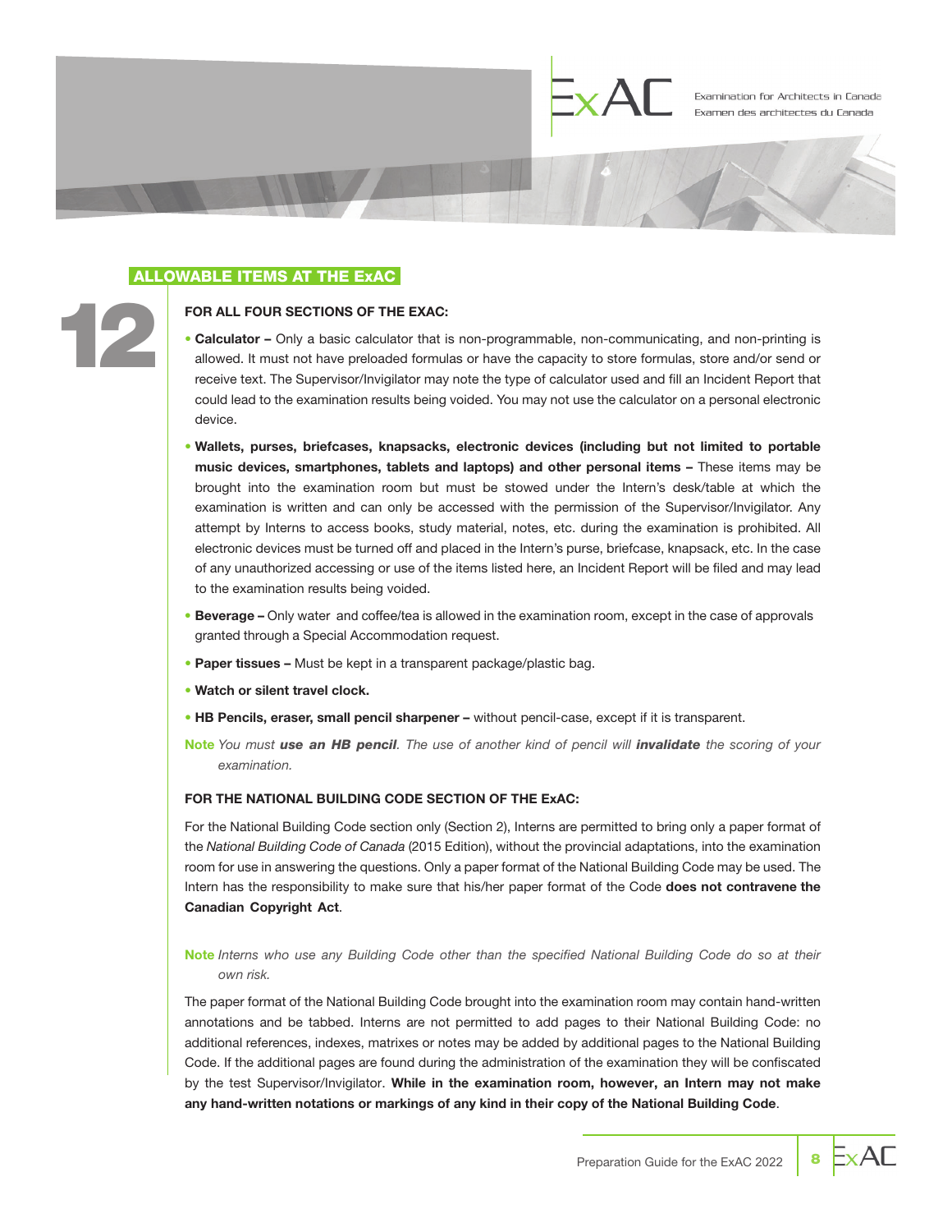## ALLOWABLE ITEMS AT THE ExAC

# 12

### FOR ALL FOUR SECTIONS OF THE EXAC:

- **Calculator –** Only a basic calculator that is non-programmable, non-communicating, and non-printing is allowed. It must not have preloaded formulas or have the capacity to store formulas, store and/or send or receive text. The Supervisor/Invigilator may note the type of calculator used and fill an Incident Report that could lead to the examination results being voided. You may not use the calculator on a personal electronic device.
- **Wallets, purses, briefcases, knapsacks, electronic devices (including but not limited to portable music devices, smartphones, tablets and laptops) and other personal items –** These items may be brought into the examination room but must be stowed under the Intern's desk/table at which the examination is written and can only be accessed with the permission of the Supervisor/Invigilator. Any attempt by Interns to access books, study material, notes, etc. during the examination is prohibited. All electronic devices must be turned off and placed in the Intern's purse, briefcase, knapsack, etc. In the case of any unauthorized accessing or use of the items listed here, an Incident Report will be filed and may lead to the examination results being voided.
- **Beverage –** Only water and coffee/tea is allowed in the examination room, except in the case of approvals granted through a Special Accommodation request.
- **Paper tissues –** Must be kept in a transparent package/plastic bag.
- **Watch or silent travel clock.**
- **HB Pencils, eraser, small pencil sharpener –** without pencil-case, except if it is transparent.

**Note** *You must **use an HB pencil**. The use of another kind of pencil will **invalidate** the scoring of your examination.*

### FOR THE NATIONAL BUILDING CODE SECTION OF THE ExAC:

For the National Building Code section only (Section 2), Interns are permitted to bring only a paper format of the *National Building Code of Canada* (2015 Edition), without the provincial adaptations, into the examination room for use in answering the questions. Only a paper format of the National Building Code may be used. The Intern has the responsibility to make sure that his/her paper format of the Code **does not contravene the Canadian Copyright Act**.

**Note** *Interns who use any Building Code other than the specified National Building Code do so at their own risk.*

The paper format of the National Building Code brought into the examination room may contain hand-written annotations and be tabbed. Interns are not permitted to add pages to their National Building Code: no additional references, indexes, matrixes or notes may be added by additional pages to the National Building Code. If the additional pages are found during the administration of the examination they will be confiscated by the test Supervisor/Invigilator. **While in the examination room, however, an Intern may not make any hand-written notations or markings of any kind in their copy of the National Building Code**.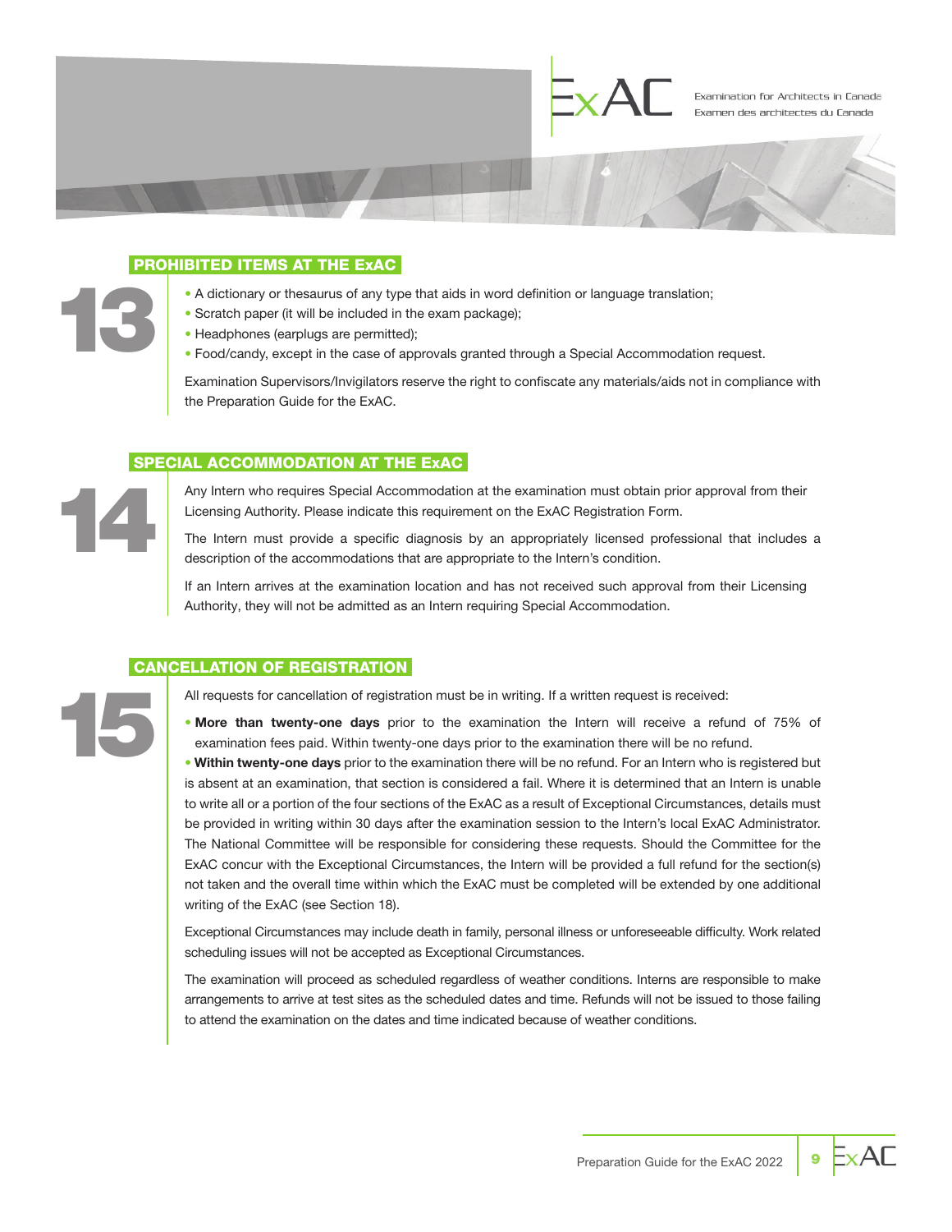## 13 PROHIBITED ITEMS AT THE ExAC

- A dictionary or thesaurus of any type that aids in word definition or language translation;
- Scratch paper (it will be included in the exam package);
- Headphones (earplugs are permitted);
- Food/candy, except in the case of approvals granted through a Special Accommodation request.

Examination Supervisors/Invigilators reserve the right to confiscate any materials/aids not in compliance with the Preparation Guide for the ExAC.

## 14 SPECIAL ACCOMMODATION AT THE ExAC

Any Intern who requires Special Accommodation at the examination must obtain prior approval from their Licensing Authority. Please indicate this requirement on the ExAC Registration Form.

The Intern must provide a specific diagnosis by an appropriately licensed professional that includes a description of the accommodations that are appropriate to the Intern's condition.

If an Intern arrives at the examination location and has not received such approval from their Licensing Authority, they will not be admitted as an Intern requiring Special Accommodation.

## 15 CANCELLATION OF REGISTRATION

All requests for cancellation of registration must be in writing. If a written request is received:

- **More than twenty-one days** prior to the examination the Intern will receive a refund of 75% of examination fees paid. Within twenty-one days prior to the examination there will be no refund.
- **Within twenty-one days** prior to the examination there will be no refund. For an Intern who is registered but is absent at an examination, that section is considered a fail. Where it is determined that an Intern is unable to write all or a portion of the four sections of the ExAC as a result of Exceptional Circumstances, details must be provided in writing within 30 days after the examination session to the Intern's local ExAC Administrator. The National Committee will be responsible for considering these requests. Should the Committee for the ExAC concur with the Exceptional Circumstances, the Intern will be provided a full refund for the section(s) not taken and the overall time within which the ExAC must be completed will be extended by one additional writing of the ExAC (see Section 18).

Exceptional Circumstances may include death in family, personal illness or unforeseeable difficulty. Work related scheduling issues will not be accepted as Exceptional Circumstances.

The examination will proceed as scheduled regardless of weather conditions. Interns are responsible to make arrangements to arrive at test sites as the scheduled dates and time. Refunds will not be issued to those failing to attend the examination on the dates and time indicated because of weather conditions.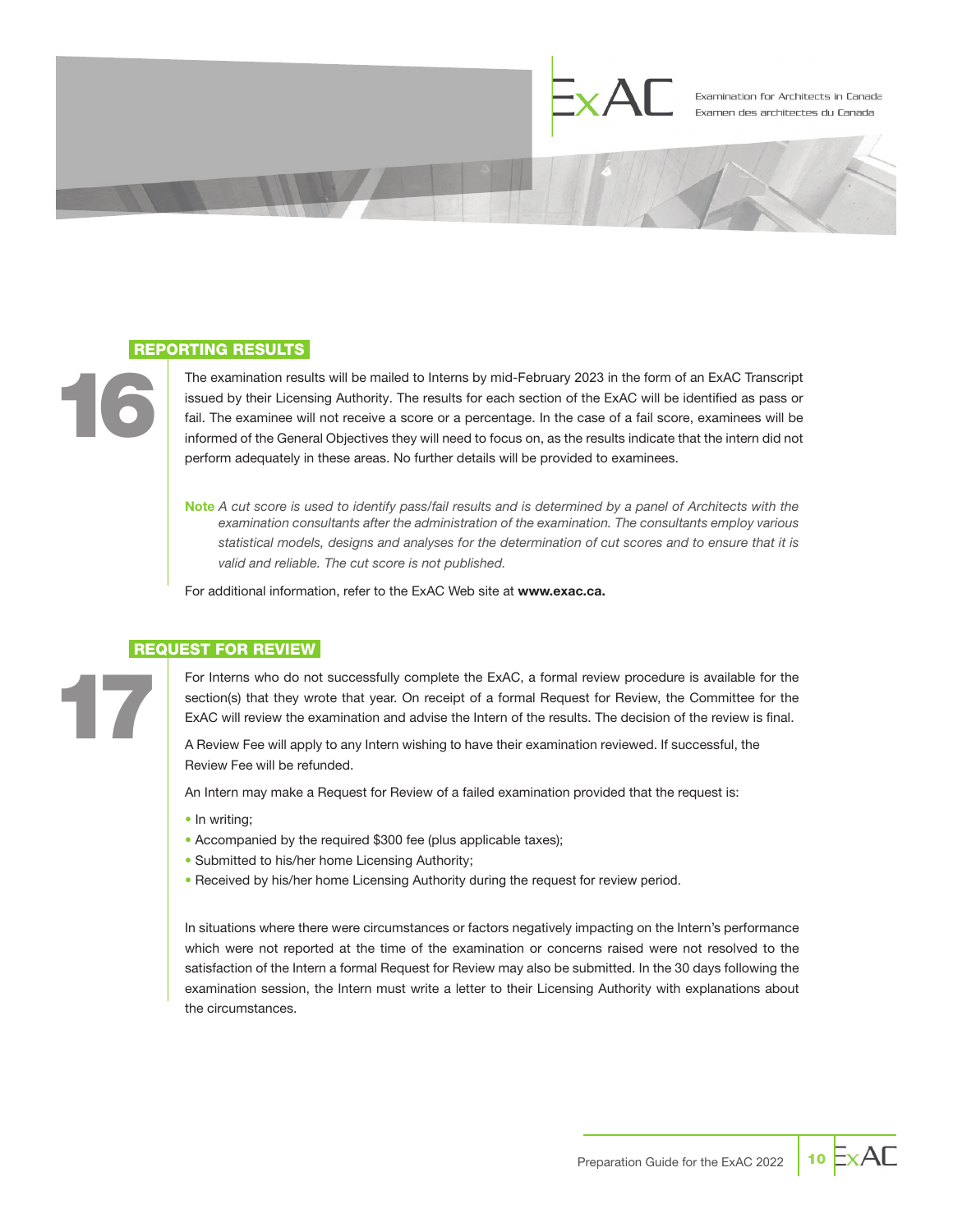## 16 REPORTING RESULTS

The examination results will be mailed to Interns by mid-February 2023 in the form of an ExAC Transcript issued by their Licensing Authority. The results for each section of the ExAC will be identified as pass or fail. The examinee will not receive a score or a percentage. In the case of a fail score, examinees will be informed of the General Objectives they will need to focus on, as the results indicate that the intern did not perform adequately in these areas. No further details will be provided to examinees.

**Note** *A cut score is used to identify pass/fail results and is determined by a panel of Architects with the examination consultants after the administration of the examination. The consultants employ various statistical models, designs and analyses for the determination of cut scores and to ensure that it is valid and reliable. The cut score is not published.*

For additional information, refer to the ExAC Web site at **www.exac.ca.**

## 17 REQUEST FOR REVIEW

For Interns who do not successfully complete the ExAC, a formal review procedure is available for the section(s) that they wrote that year. On receipt of a formal Request for Review, the Committee for the ExAC will review the examination and advise the Intern of the results. The decision of the review is final.

A Review Fee will apply to any Intern wishing to have their examination reviewed. If successful, the Review Fee will be refunded.

An Intern may make a Request for Review of a failed examination provided that the request is:

- In writing;
- Accompanied by the required $300 fee (plus applicable taxes);
- Submitted to his/her home Licensing Authority;
- Received by his/her home Licensing Authority during the request for review period.

In situations where there were circumstances or factors negatively impacting on the Intern's performance which were not reported at the time of the examination or concerns raised were not resolved to the satisfaction of the Intern a formal Request for Review may also be submitted. In the 30 days following the examination session, the Intern must write a letter to their Licensing Authority with explanations about the circumstances.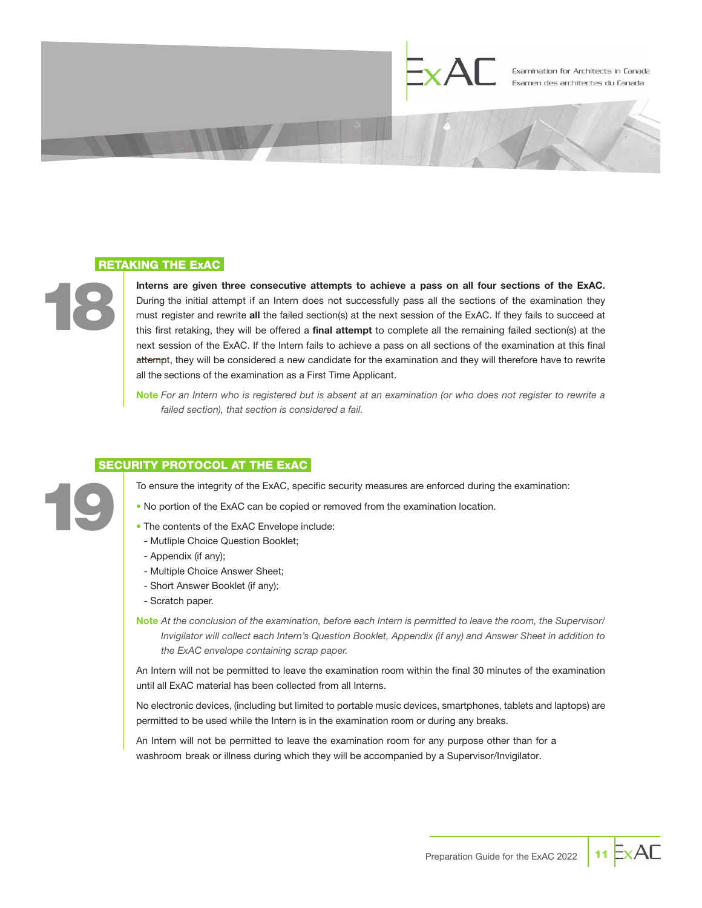## 18 RETAKING THE ExAC

**Interns are given three consecutive attempts to achieve a pass on all four sections of the ExAC.** During the initial attempt if an Intern does not successfully pass all the sections of the examination they must register and rewrite **all** the failed section(s) at the next session of the ExAC. If they fails to succeed at this first retaking, they will be offered a **final attempt** to complete all the remaining failed section(s) at the next session of the ExAC. If the Intern fails to achieve a pass on all sections of the examination at this final attempt, they will be considered a new candidate for the examination and they will therefore have to rewrite all the sections of the examination as a First Time Applicant.

**Note** *For an Intern who is registered but is absent at an examination (or who does not register to rewrite a failed section), that section is considered a fail.*

## 19 SECURITY PROTOCOL AT THE ExAC

To ensure the integrity of the ExAC, specific security measures are enforced during the examination:

- No portion of the ExAC can be copied or removed from the examination location.
- The contents of the ExAC Envelope include:
  - Mutliple Choice Question Booklet;
  - Appendix (if any);
  - Multiple Choice Answer Sheet;
  - Short Answer Booklet (if any);
  - Scratch paper.

**Note** *At the conclusion of the examination, before each Intern is permitted to leave the room, the Supervisor/Invigilator will collect each Intern's Question Booklet, Appendix (if any) and Answer Sheet in addition to the ExAC envelope containing scrap paper.*

An Intern will not be permitted to leave the examination room within the final 30 minutes of the examination until all ExAC material has been collected from all Interns.

No electronic devices, (including but limited to portable music devices, smartphones, tablets and laptops) are permitted to be used while the Intern is in the examination room or during any breaks.

An Intern will not be permitted to leave the examination room for any purpose other than for a washroom break or illness during which they will be accompanied by a Supervisor/Invigilator.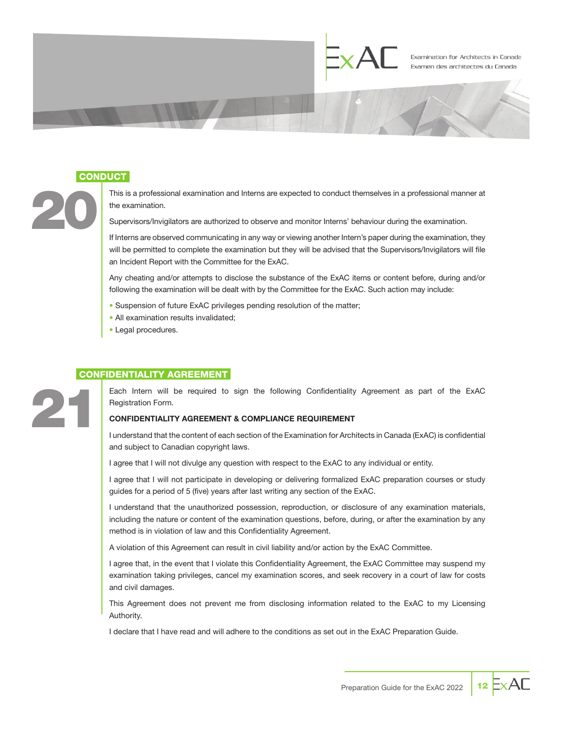## 20 CONDUCT

This is a professional examination and Interns are expected to conduct themselves in a professional manner at the examination.

Supervisors/Invigilators are authorized to observe and monitor Interns' behaviour during the examination.

If Interns are observed communicating in any way or viewing another Intern's paper during the examination, they will be permitted to complete the examination but they will be advised that the Supervisors/Invigilators will file an Incident Report with the Committee for the ExAC.

Any cheating and/or attempts to disclose the substance of the ExAC items or content before, during and/or following the examination will be dealt with by the Committee for the ExAC. Such action may include:

- Suspension of future ExAC privileges pending resolution of the matter;
- All examination results invalidated;
- Legal procedures.

## 21 CONFIDENTIALITY AGREEMENT

Each Intern will be required to sign the following Confidentiality Agreement as part of the ExAC Registration Form.

**CONFIDENTIALITY AGREEMENT & COMPLIANCE REQUIREMENT**

I understand that the content of each section of the Examination for Architects in Canada (ExAC) is confidential and subject to Canadian copyright laws.

I agree that I will not divulge any question with respect to the ExAC to any individual or entity.

I agree that I will not participate in developing or delivering formalized ExAC preparation courses or study guides for a period of 5 (five) years after last writing any section of the ExAC.

I understand that the unauthorized possession, reproduction, or disclosure of any examination materials, including the nature or content of the examination questions, before, during, or after the examination by any method is in violation of law and this Confidentiality Agreement.

A violation of this Agreement can result in civil liability and/or action by the ExAC Committee.

I agree that, in the event that I violate this Confidentiality Agreement, the ExAC Committee may suspend my examination taking privileges, cancel my examination scores, and seek recovery in a court of law for costs and civil damages.

This Agreement does not prevent me from disclosing information related to the ExAC to my Licensing Authority.

I declare that I have read and will adhere to the conditions as set out in the ExAC Preparation Guide.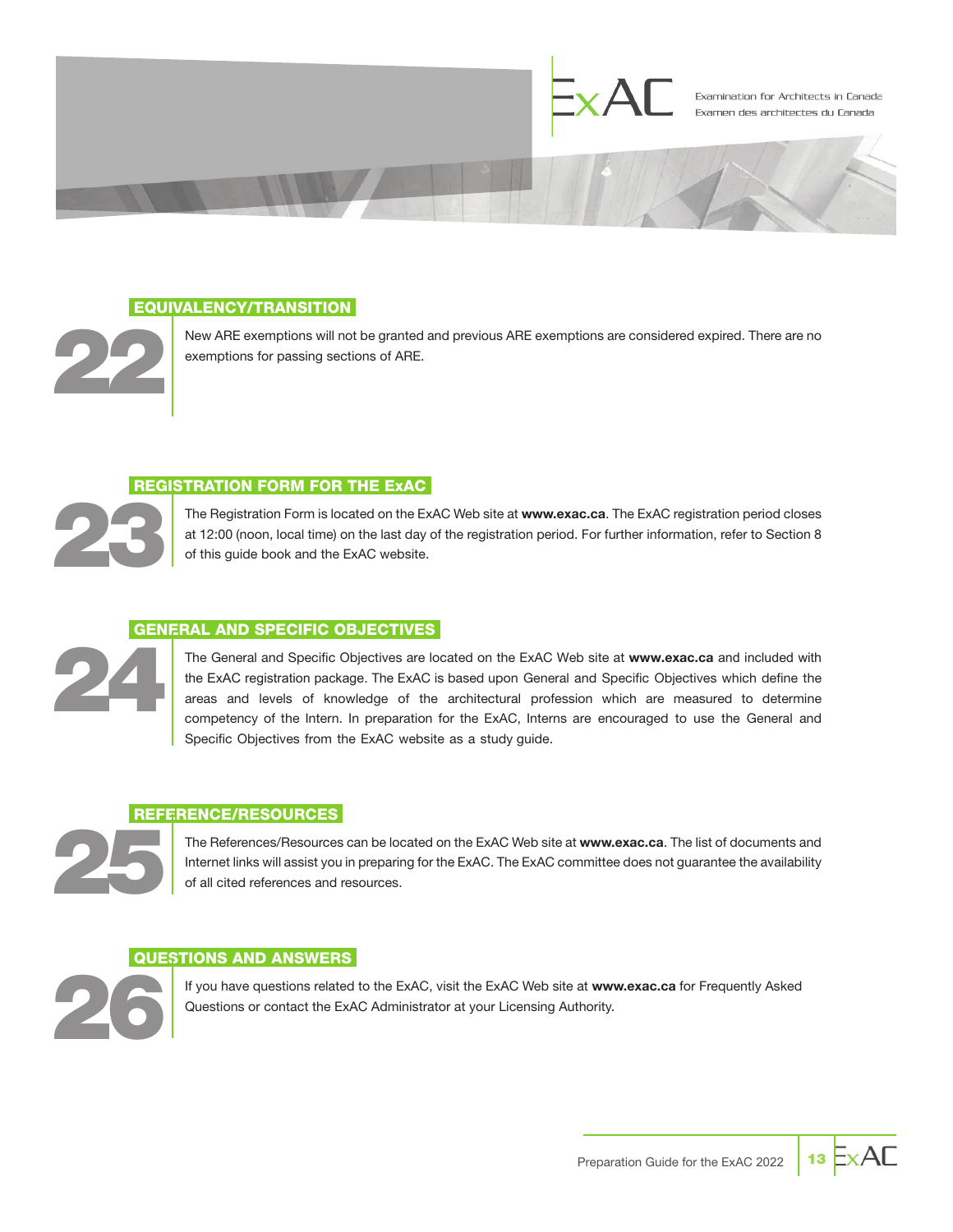## 22 EQUIVALENCY/TRANSITION

New ARE exemptions will not be granted and previous ARE exemptions are considered expired. There are no exemptions for passing sections of ARE.

## 23 REGISTRATION FORM FOR THE ExAC

The Registration Form is located on the ExAC Web site at **www.exac.ca**. The ExAC registration period closes at 12:00 (noon, local time) on the last day of the registration period. For further information, refer to Section 8 of this guide book and the ExAC website.

## 24 GENERAL AND SPECIFIC OBJECTIVES

The General and Specific Objectives are located on the ExAC Web site at **www.exac.ca** and included with the ExAC registration package. The ExAC is based upon General and Specific Objectives which define the areas and levels of knowledge of the architectural profession which are measured to determine competency of the Intern. In preparation for the ExAC, Interns are encouraged to use the General and Specific Objectives from the ExAC website as a study guide.

## 25 REFERENCE/RESOURCES

The References/Resources can be located on the ExAC Web site at **www.exac.ca**. The list of documents and Internet links will assist you in preparing for the ExAC. The ExAC committee does not guarantee the availability of all cited references and resources.

## 26 QUESTIONS AND ANSWERS

If you have questions related to the ExAC, visit the ExAC Web site at **www.exac.ca** for Frequently Asked Questions or contact the ExAC Administrator at your Licensing Authority.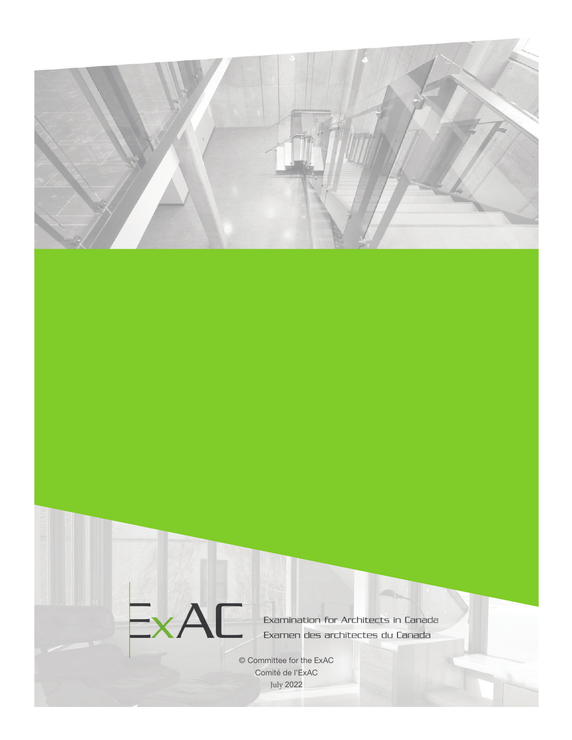ExAC

Examination for Architects in Canada

Examen des architectes du Canada

© Committee for the ExAC

Comité de l'ExAC

July 2022